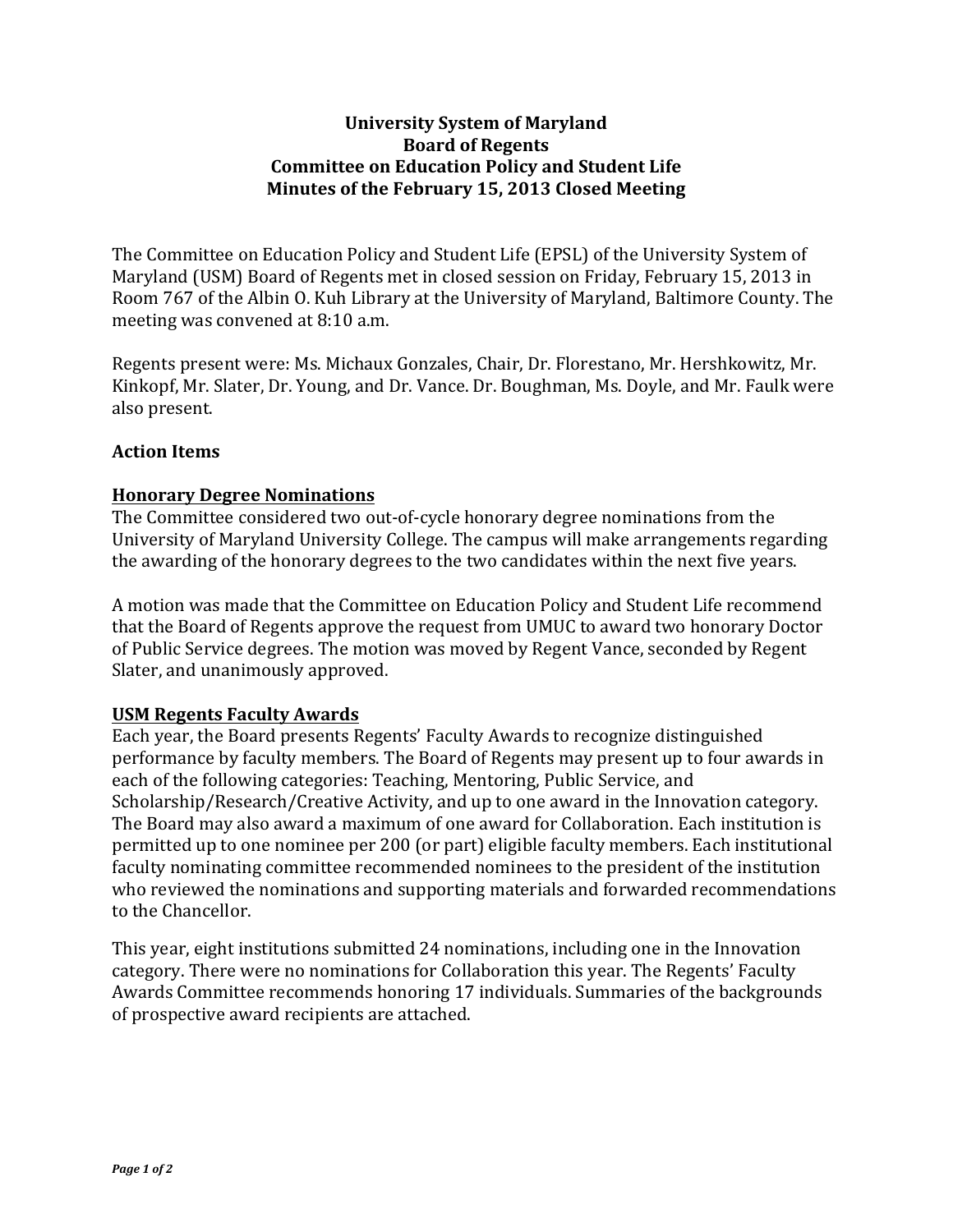# University System of Maryland
# Board of Regents
# Committee on Education Policy and Student Life
# Minutes of the February 15, 2013 Closed Meeting

The Committee on Education Policy and Student Life (EPSL) of the University System of Maryland (USM) Board of Regents met in closed session on Friday, February 15, 2013 in Room 767 of the Albin O. Kuh Library at the University of Maryland, Baltimore County. The meeting was convened at 8:10 a.m.

Regents present were: Ms. Michaux Gonzales, Chair, Dr. Florestano, Mr. Hershkowitz, Mr. Kinkopf, Mr. Slater, Dr. Young, and Dr. Vance. Dr. Boughman, Ms. Doyle, and Mr. Faulk were also present.

## Action Items

### Honorary Degree Nominations

The Committee considered two out-of-cycle honorary degree nominations from the University of Maryland University College. The campus will make arrangements regarding the awarding of the honorary degrees to the two candidates within the next five years.

A motion was made that the Committee on Education Policy and Student Life recommend that the Board of Regents approve the request from UMUC to award two honorary Doctor of Public Service degrees. The motion was moved by Regent Vance, seconded by Regent Slater, and unanimously approved.

### USM Regents Faculty Awards

Each year, the Board presents Regents' Faculty Awards to recognize distinguished performance by faculty members. The Board of Regents may present up to four awards in each of the following categories: Teaching, Mentoring, Public Service, and Scholarship/Research/Creative Activity, and up to one award in the Innovation category. The Board may also award a maximum of one award for Collaboration. Each institution is permitted up to one nominee per 200 (or part) eligible faculty members. Each institutional faculty nominating committee recommended nominees to the president of the institution who reviewed the nominations and supporting materials and forwarded recommendations to the Chancellor.

This year, eight institutions submitted 24 nominations, including one in the Innovation category. There were no nominations for Collaboration this year. The Regents' Faculty Awards Committee recommends honoring 17 individuals. Summaries of the backgrounds of prospective award recipients are attached.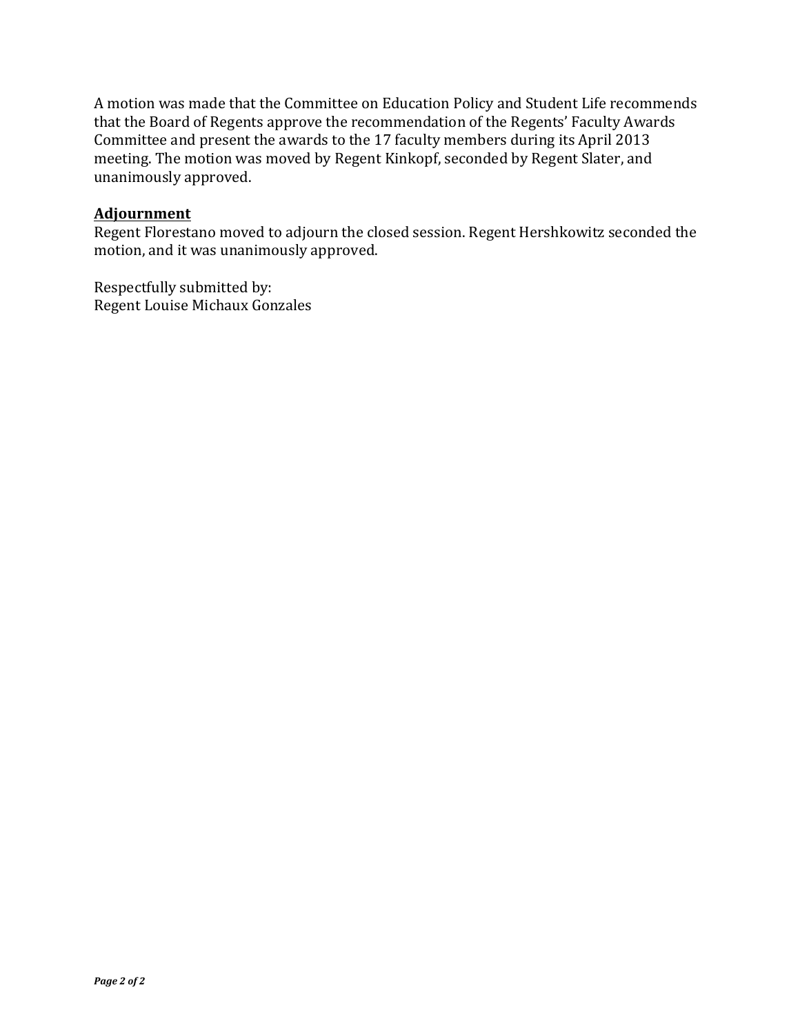A motion was made that the Committee on Education Policy and Student Life recommends that the Board of Regents approve the recommendation of the Regents' Faculty Awards Committee and present the awards to the 17 faculty members during its April 2013 meeting. The motion was moved by Regent Kinkopf, seconded by Regent Slater, and unanimously approved.

**Adjournment**

Regent Florestano moved to adjourn the closed session. Regent Hershkowitz seconded the motion, and it was unanimously approved.

Respectfully submitted by:
Regent Louise Michaux Gonzales